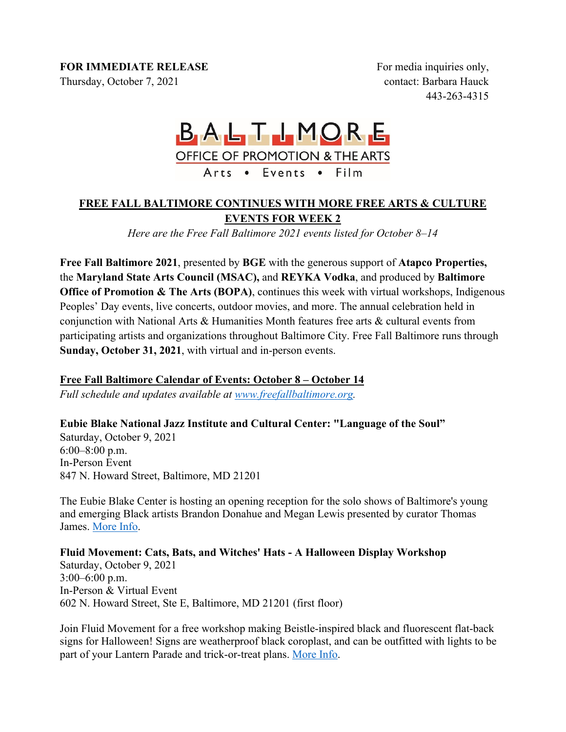**FOR IMMEDIATE RELEASE**
Thursday, October 7, 2021

For media inquiries only,
contact: Barbara Hauck
443-263-4315

BALTIMORE
OFFICE OF PROMOTION & THE ARTS
Arts • Events • Film

## FREE FALL BALTIMORE CONTINUES WITH MORE FREE ARTS & CULTURE EVENTS FOR WEEK 2

*Here are the Free Fall Baltimore 2021 events listed for October 8–14*

**Free Fall Baltimore 2021**, presented by **BGE** with the generous support of **Atapco Properties,** the **Maryland State Arts Council (MSAC),** and **REYKA Vodka**, and produced by **Baltimore Office of Promotion & The Arts (BOPA)**, continues this week with virtual workshops, Indigenous Peoples' Day events, live concerts, outdoor movies, and more. The annual celebration held in conjunction with National Arts & Humanities Month features free arts & cultural events from participating artists and organizations throughout Baltimore City. Free Fall Baltimore runs through **Sunday, October 31, 2021**, with virtual and in-person events.

### Free Fall Baltimore Calendar of Events: October 8 – October 14

*Full schedule and updates available at [www.freefallbaltimore.org](www.freefallbaltimore.org).*

**Eubie Blake National Jazz Institute and Cultural Center: "Language of the Soul"**
Saturday, October 9, 2021
6:00–8:00 p.m.
In-Person Event
847 N. Howard Street, Baltimore, MD 21201

The Eubie Blake Center is hosting an opening reception for the solo shows of Baltimore's young and emerging Black artists Brandon Donahue and Megan Lewis presented by curator Thomas James. More Info.

**Fluid Movement: Cats, Bats, and Witches' Hats - A Halloween Display Workshop**
Saturday, October 9, 2021
3:00–6:00 p.m.
In-Person & Virtual Event
602 N. Howard Street, Ste E, Baltimore, MD 21201 (first floor)

Join Fluid Movement for a free workshop making Beistle-inspired black and fluorescent flat-back signs for Halloween! Signs are weatherproof black coroplast, and can be outfitted with lights to be part of your Lantern Parade and trick-or-treat plans. More Info.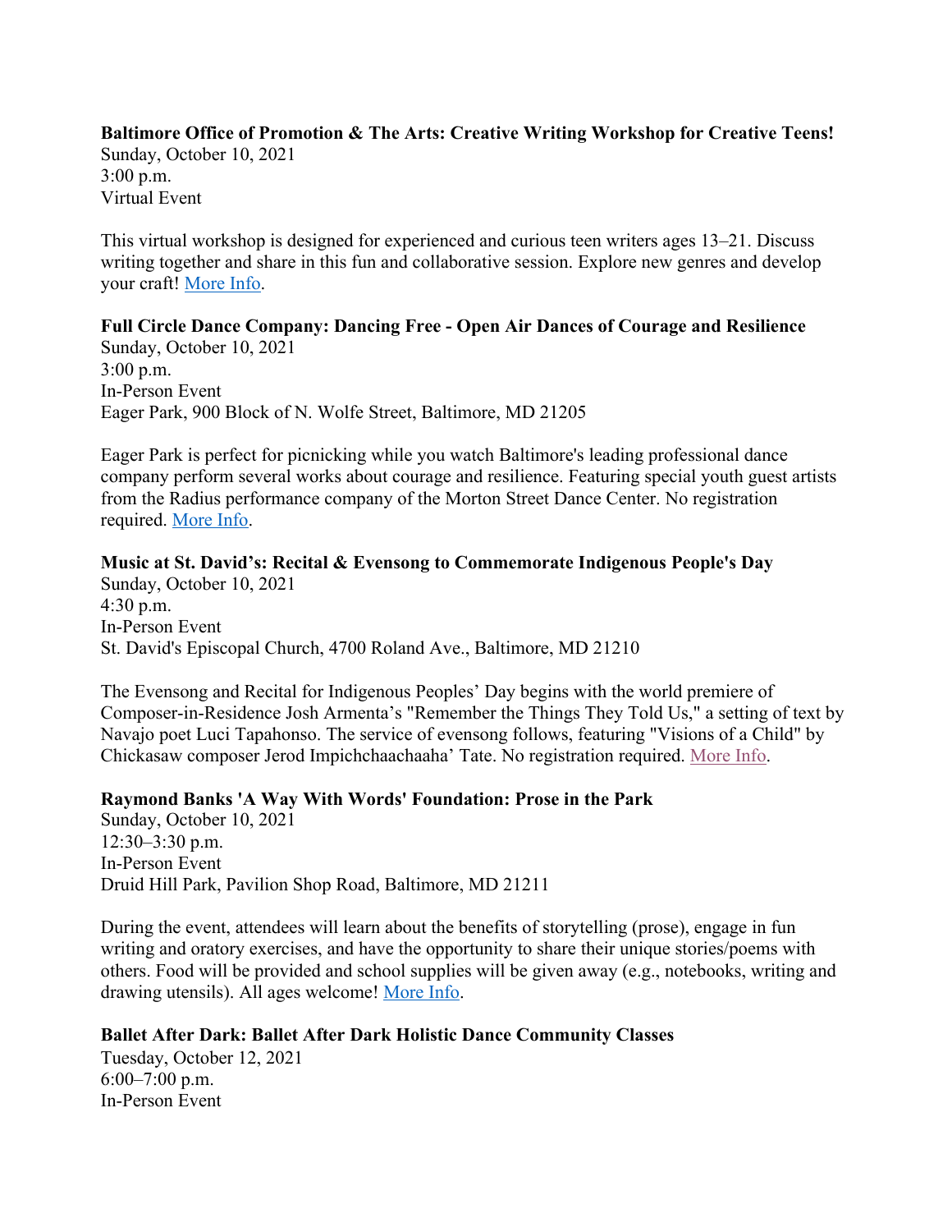**Baltimore Office of Promotion & The Arts: Creative Writing Workshop for Creative Teens!**
Sunday, October 10, 2021
3:00 p.m.
Virtual Event

This virtual workshop is designed for experienced and curious teen writers ages 13–21. Discuss writing together and share in this fun and collaborative session. Explore new genres and develop your craft! More Info.

**Full Circle Dance Company: Dancing Free - Open Air Dances of Courage and Resilience**
Sunday, October 10, 2021
3:00 p.m.
In-Person Event
Eager Park, 900 Block of N. Wolfe Street, Baltimore, MD 21205

Eager Park is perfect for picnicking while you watch Baltimore's leading professional dance company perform several works about courage and resilience. Featuring special youth guest artists from the Radius performance company of the Morton Street Dance Center. No registration required. More Info.

**Music at St. David's: Recital & Evensong to Commemorate Indigenous People's Day**
Sunday, October 10, 2021
4:30 p.m.
In-Person Event
St. David's Episcopal Church, 4700 Roland Ave., Baltimore, MD 21210

The Evensong and Recital for Indigenous Peoples' Day begins with the world premiere of Composer-in-Residence Josh Armenta's "Remember the Things They Told Us," a setting of text by Navajo poet Luci Tapahonso. The service of evensong follows, featuring "Visions of a Child" by Chickasaw composer Jerod Impichchaachaaha' Tate. No registration required. More Info.

**Raymond Banks 'A Way With Words' Foundation: Prose in the Park**
Sunday, October 10, 2021
12:30–3:30 p.m.
In-Person Event
Druid Hill Park, Pavilion Shop Road, Baltimore, MD 21211

During the event, attendees will learn about the benefits of storytelling (prose), engage in fun writing and oratory exercises, and have the opportunity to share their unique stories/poems with others. Food will be provided and school supplies will be given away (e.g., notebooks, writing and drawing utensils). All ages welcome! More Info.

**Ballet After Dark: Ballet After Dark Holistic Dance Community Classes**
Tuesday, October 12, 2021
6:00–7:00 p.m.
In-Person Event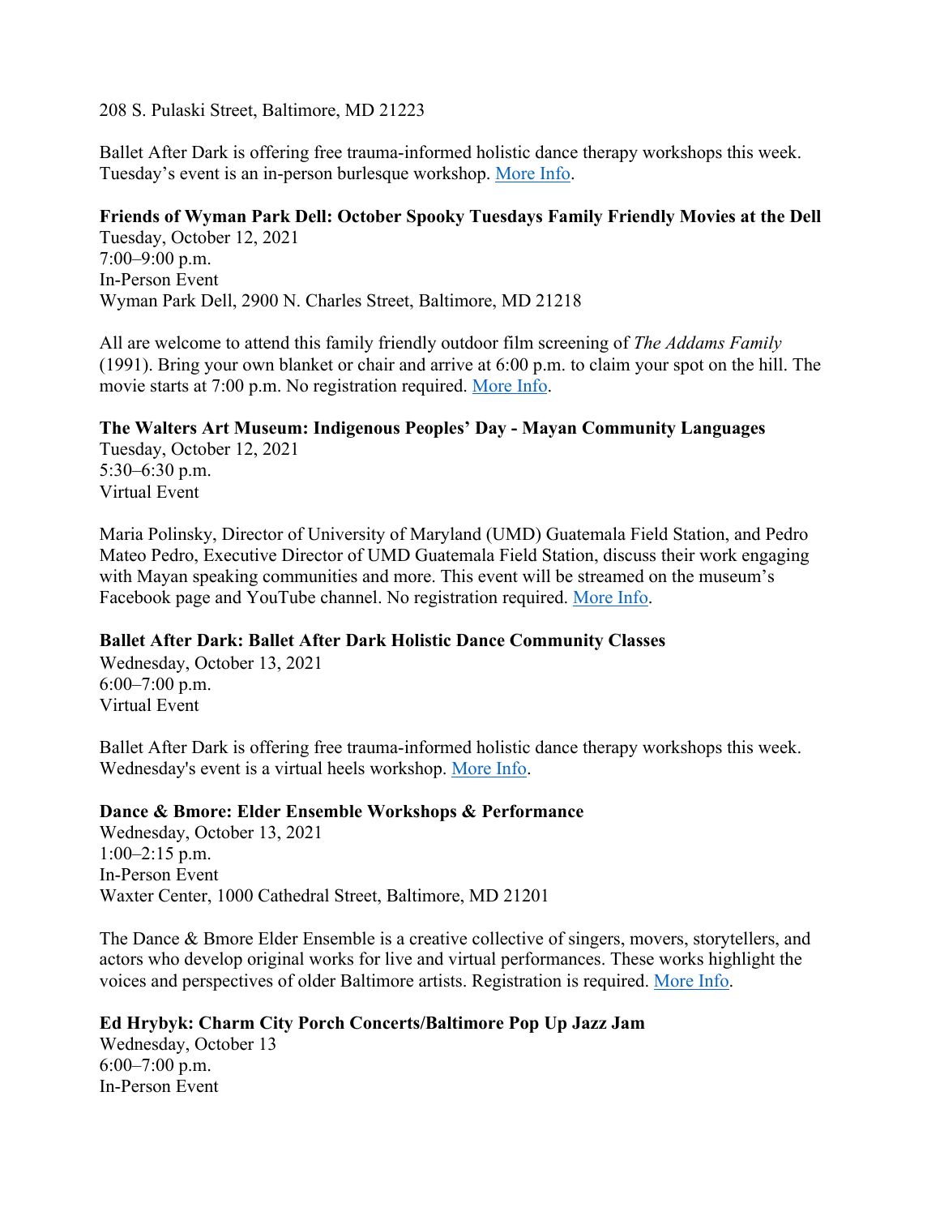208 S. Pulaski Street, Baltimore, MD 21223

Ballet After Dark is offering free trauma-informed holistic dance therapy workshops this week. Tuesday's event is an in-person burlesque workshop. More Info.

**Friends of Wyman Park Dell: October Spooky Tuesdays Family Friendly Movies at the Dell**
Tuesday, October 12, 2021
7:00–9:00 p.m.
In-Person Event
Wyman Park Dell, 2900 N. Charles Street, Baltimore, MD 21218

All are welcome to attend this family friendly outdoor film screening of *The Addams Family* (1991). Bring your own blanket or chair and arrive at 6:00 p.m. to claim your spot on the hill. The movie starts at 7:00 p.m. No registration required. More Info.

**The Walters Art Museum: Indigenous Peoples' Day - Mayan Community Languages**
Tuesday, October 12, 2021
5:30–6:30 p.m.
Virtual Event

Maria Polinsky, Director of University of Maryland (UMD) Guatemala Field Station, and Pedro Mateo Pedro, Executive Director of UMD Guatemala Field Station, discuss their work engaging with Mayan speaking communities and more. This event will be streamed on the museum's Facebook page and YouTube channel. No registration required. More Info.

**Ballet After Dark: Ballet After Dark Holistic Dance Community Classes**
Wednesday, October 13, 2021
6:00–7:00 p.m.
Virtual Event

Ballet After Dark is offering free trauma-informed holistic dance therapy workshops this week. Wednesday's event is a virtual heels workshop. More Info.

**Dance & Bmore: Elder Ensemble Workshops & Performance**
Wednesday, October 13, 2021
1:00–2:15 p.m.
In-Person Event
Waxter Center, 1000 Cathedral Street, Baltimore, MD 21201

The Dance & Bmore Elder Ensemble is a creative collective of singers, movers, storytellers, and actors who develop original works for live and virtual performances. These works highlight the voices and perspectives of older Baltimore artists. Registration is required. More Info.

**Ed Hrybyk: Charm City Porch Concerts/Baltimore Pop Up Jazz Jam**
Wednesday, October 13
6:00–7:00 p.m.
In-Person Event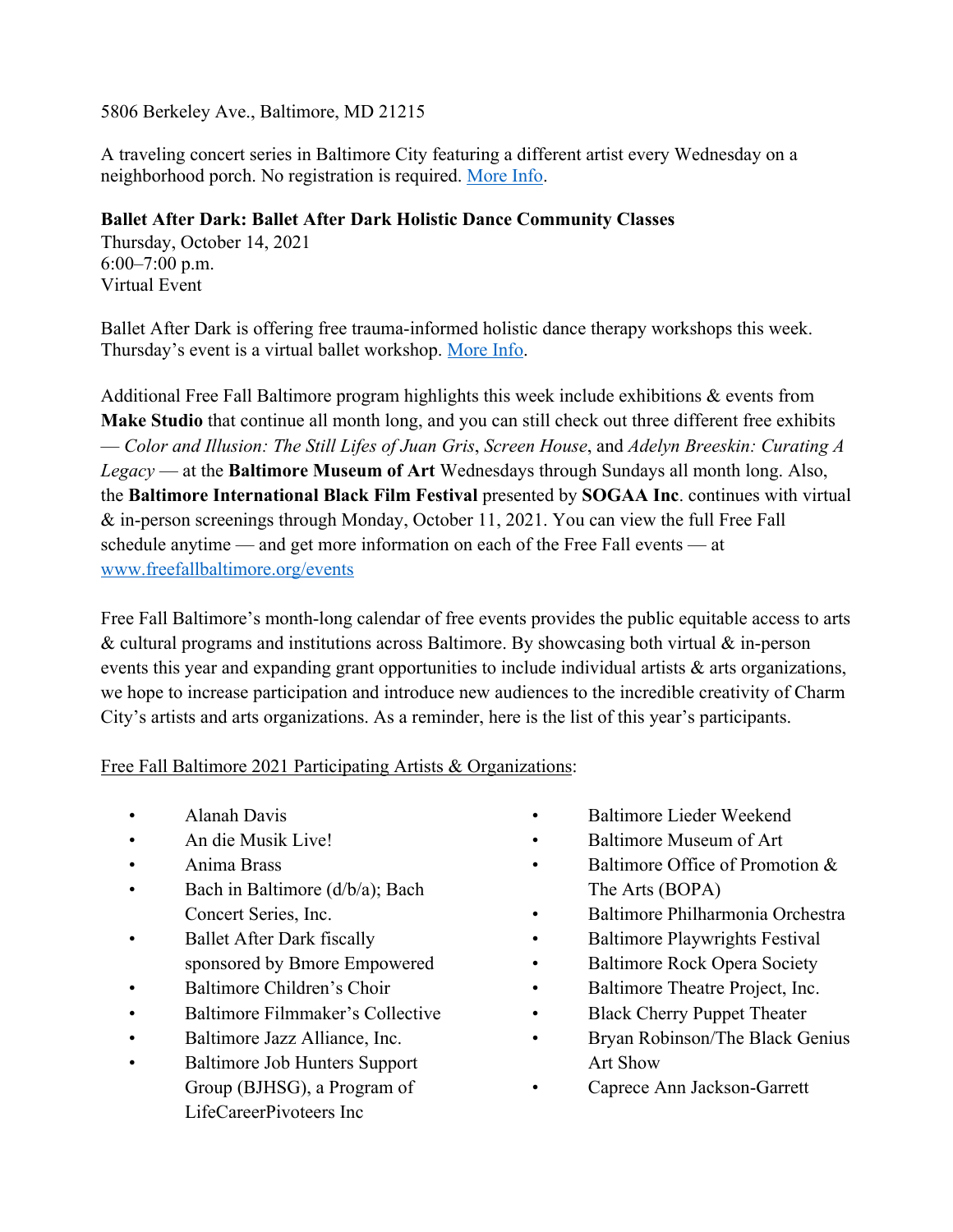5806 Berkeley Ave., Baltimore, MD 21215

A traveling concert series in Baltimore City featuring a different artist every Wednesday on a neighborhood porch. No registration is required. [More Info](#).

**Ballet After Dark: Ballet After Dark Holistic Dance Community Classes**
Thursday, October 14, 2021
6:00–7:00 p.m.
Virtual Event

Ballet After Dark is offering free trauma-informed holistic dance therapy workshops this week. Thursday's event is a virtual ballet workshop. [More Info](#).

Additional Free Fall Baltimore program highlights this week include exhibitions & events from **Make Studio** that continue all month long, and you can still check out three different free exhibits — *Color and Illusion: The Still Lifes of Juan Gris*, *Screen House*, and *Adelyn Breeskin: Curating A Legacy* — at the **Baltimore Museum of Art** Wednesdays through Sundays all month long. Also, the **Baltimore International Black Film Festival** presented by **SOGAA Inc**. continues with virtual & in-person screenings through Monday, October 11, 2021. You can view the full Free Fall schedule anytime — and get more information on each of the Free Fall events — at [www.freefallbaltimore.org/events](http://www.freefallbaltimore.org/events)

Free Fall Baltimore's month-long calendar of free events provides the public equitable access to arts & cultural programs and institutions across Baltimore. By showcasing both virtual & in-person events this year and expanding grant opportunities to include individual artists & arts organizations, we hope to increase participation and introduce new audiences to the incredible creativity of Charm City's artists and arts organizations. As a reminder, here is the list of this year's participants.

Free Fall Baltimore 2021 Participating Artists & Organizations:

- Alanah Davis
- An die Musik Live!
- Anima Brass
- Bach in Baltimore (d/b/a); Bach Concert Series, Inc.
- Ballet After Dark fiscally sponsored by Bmore Empowered
- Baltimore Children's Choir
- Baltimore Filmmaker's Collective
- Baltimore Jazz Alliance, Inc.
- Baltimore Job Hunters Support Group (BJHSG), a Program of LifeCareerPivoteers Inc
- Baltimore Lieder Weekend
- Baltimore Museum of Art
- Baltimore Office of Promotion & The Arts (BOPA)
- Baltimore Philharmonia Orchestra
- Baltimore Playwrights Festival
- Baltimore Rock Opera Society
- Baltimore Theatre Project, Inc.
- Black Cherry Puppet Theater
- Bryan Robinson/The Black Genius Art Show
- Caprece Ann Jackson-Garrett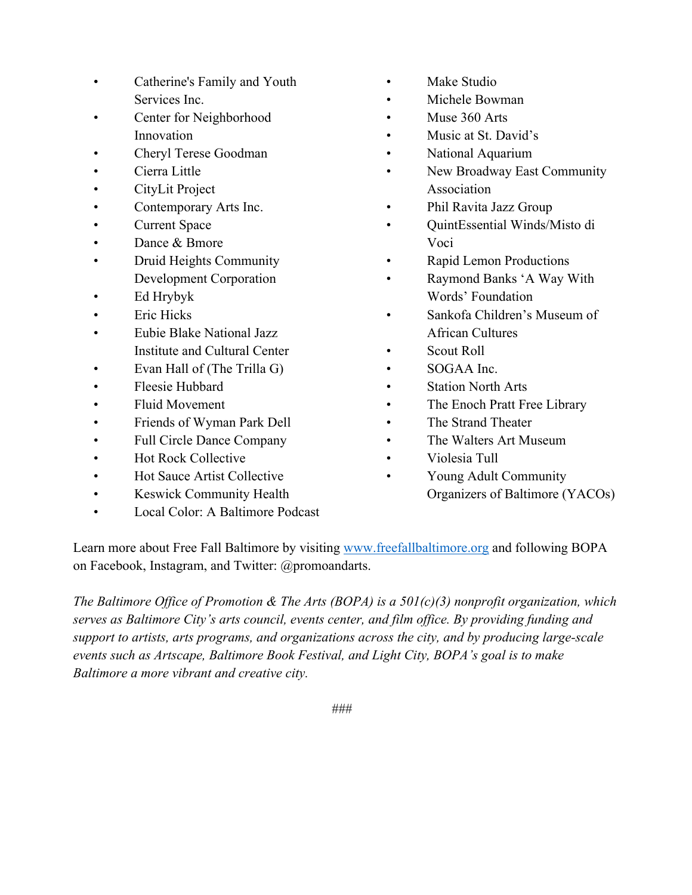- Catherine's Family and Youth Services Inc.
- Center for Neighborhood Innovation
- Cheryl Terese Goodman
- Cierra Little
- CityLit Project
- Contemporary Arts Inc.
- Current Space
- Dance & Bmore
- Druid Heights Community Development Corporation
- Ed Hrybyk
- Eric Hicks
- Eubie Blake National Jazz Institute and Cultural Center
- Evan Hall of (The Trilla G)
- Fleesie Hubbard
- Fluid Movement
- Friends of Wyman Park Dell
- Full Circle Dance Company
- Hot Rock Collective
- Hot Sauce Artist Collective
- Keswick Community Health
- Local Color: A Baltimore Podcast
- Make Studio
- Michele Bowman
- Muse 360 Arts
- Music at St. David's
- National Aquarium
- New Broadway East Community Association
- Phil Ravita Jazz Group
- QuintEssential Winds/Misto di Voci
- Rapid Lemon Productions
- Raymond Banks 'A Way With Words' Foundation
- Sankofa Children's Museum of African Cultures
- Scout Roll
- SOGAA Inc.
- Station North Arts
- The Enoch Pratt Free Library
- The Strand Theater
- The Walters Art Museum
- Violesia Tull
- Young Adult Community Organizers of Baltimore (YACOs)

Learn more about Free Fall Baltimore by visiting [www.freefallbaltimore.org](http://www.freefallbaltimore.org) and following BOPA on Facebook, Instagram, and Twitter: @promoandarts.

*The Baltimore Office of Promotion & The Arts (BOPA) is a 501(c)(3) nonprofit organization, which serves as Baltimore City's arts council, events center, and film office. By providing funding and support to artists, arts programs, and organizations across the city, and by producing large-scale events such as Artscape, Baltimore Book Festival, and Light City, BOPA's goal is to make Baltimore a more vibrant and creative city.*

###